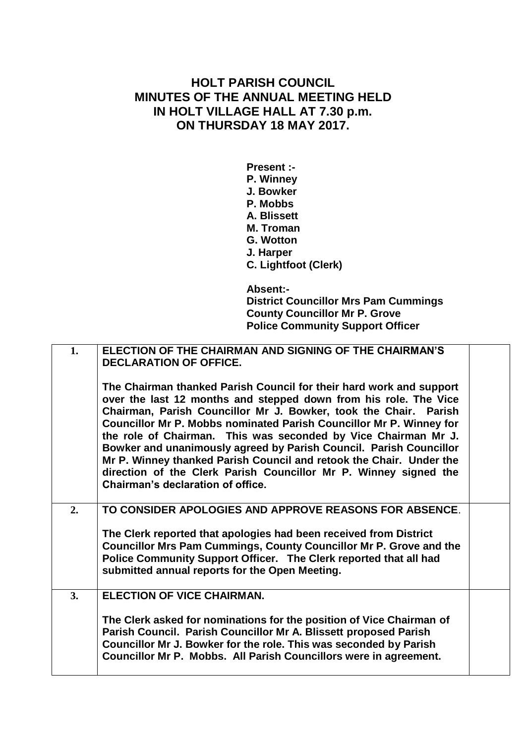# HOLT PARISH COUNCIL
# MINUTES OF THE ANNUAL MEETING HELD IN HOLT VILLAGE HALL AT 7.30 p.m. ON THURSDAY 18 MAY 2017.

**Present :-**
**P. Winney**
**J. Bowker**
**P. Mobbs**
**A. Blissett**
**M. Troman**
**G. Wotton**
**J. Harper**
**C. Lightfoot (Clerk)**

**Absent:-**
**District Councillor Mrs Pam Cummings**
**County Councillor Mr P. Grove**
**Police Community Support Officer**

| | | |
|---|---|---|
| **1.** | **ELECTION OF THE CHAIRMAN AND SIGNING OF THE CHAIRMAN'S DECLARATION OF OFFICE.**<br><br>**The Chairman thanked Parish Council for their hard work and support over the last 12 months and stepped down from his role. The Vice Chairman, Parish Councillor Mr J. Bowker, took the Chair. Parish Councillor Mr P. Mobbs nominated Parish Councillor Mr P. Winney for the role of Chairman. This was seconded by Vice Chairman Mr J. Bowker and unanimously agreed by Parish Council. Parish Councillor Mr P. Winney thanked Parish Council and retook the Chair. Under the direction of the Clerk Parish Councillor Mr P. Winney signed the Chairman's declaration of office.** | |
| **2.** | **TO CONSIDER APOLOGIES AND APPROVE REASONS FOR ABSENCE.**<br><br>**The Clerk reported that apologies had been received from District Councillor Mrs Pam Cummings, County Councillor Mr P. Grove and the Police Community Support Officer. The Clerk reported that all had submitted annual reports for the Open Meeting.** | |
| **3.** | **ELECTION OF VICE CHAIRMAN.**<br><br>**The Clerk asked for nominations for the position of Vice Chairman of Parish Council. Parish Councillor Mr A. Blissett proposed Parish Councillor Mr J. Bowker for the role. This was seconded by Parish Councillor Mr P. Mobbs. All Parish Councillors were in agreement.** | |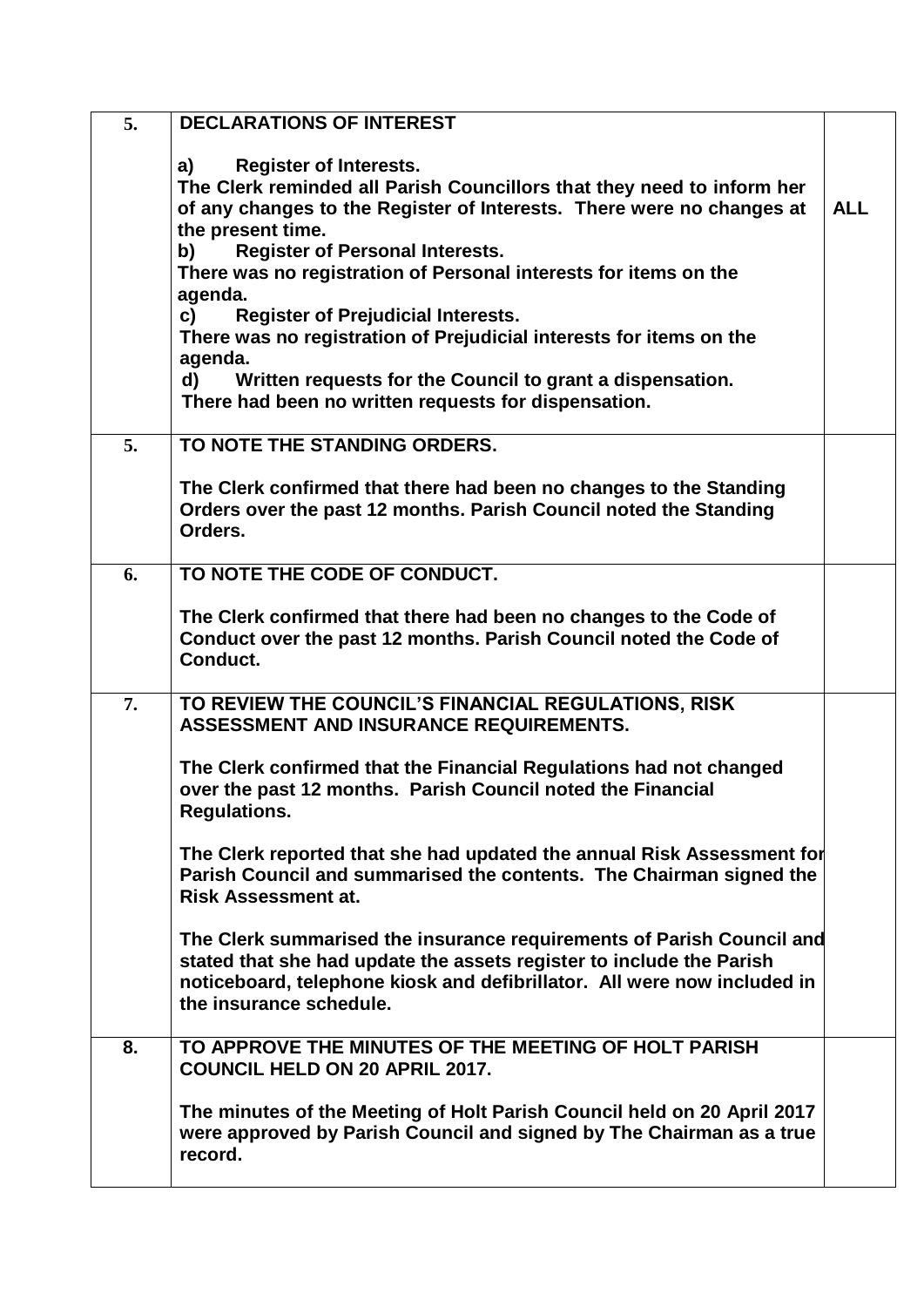| | | |
|---|---|---|
| **5.** | **DECLARATIONS OF INTEREST**<br><br>**a) Register of Interests.**<br>**The Clerk reminded all Parish Councillors that they need to inform her of any changes to the Register of Interests. There were no changes at the present time.**<br>**b) Register of Personal Interests.**<br>**There was no registration of Personal interests for items on the agenda.**<br>**c) Register of Prejudicial Interests.**<br>**There was no registration of Prejudicial interests for items on the agenda.**<br>**d) Written requests for the Council to grant a dispensation.**<br>**There had been no written requests for dispensation.** | **ALL** |
| **5.** | **TO NOTE THE STANDING ORDERS.**<br><br>**The Clerk confirmed that there had been no changes to the Standing Orders over the past 12 months. Parish Council noted the Standing Orders.** | |
| **6.** | **TO NOTE THE CODE OF CONDUCT.**<br><br>**The Clerk confirmed that there had been no changes to the Code of Conduct over the past 12 months. Parish Council noted the Code of Conduct.** | |
| **7.** | **TO REVIEW THE COUNCIL'S FINANCIAL REGULATIONS, RISK ASSESSMENT AND INSURANCE REQUIREMENTS.**<br><br>**The Clerk confirmed that the Financial Regulations had not changed over the past 12 months. Parish Council noted the Financial Regulations.**<br><br>**The Clerk reported that she had updated the annual Risk Assessment for Parish Council and summarised the contents. The Chairman signed the Risk Assessment at.**<br><br>**The Clerk summarised the insurance requirements of Parish Council and stated that she had update the assets register to include the Parish noticeboard, telephone kiosk and defibrillator. All were now included in the insurance schedule.** | |
| **8.** | **TO APPROVE THE MINUTES OF THE MEETING OF HOLT PARISH COUNCIL HELD ON 20 APRIL 2017.**<br><br>**The minutes of the Meeting of Holt Parish Council held on 20 April 2017 were approved by Parish Council and signed by The Chairman as a true record.** | |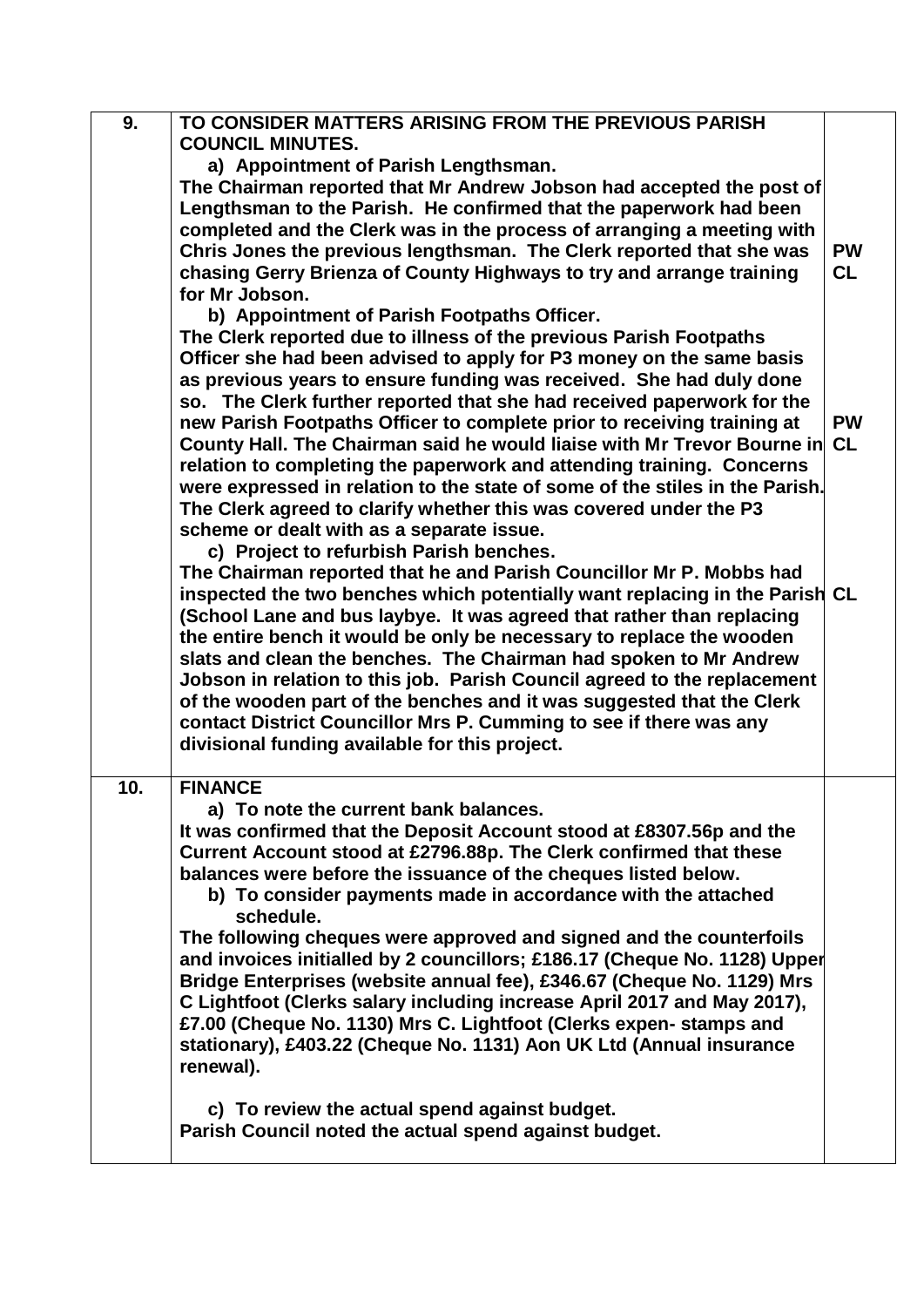| | | |
|---|---|---|
| **9.** | **TO CONSIDER MATTERS ARISING FROM THE PREVIOUS PARISH COUNCIL MINUTES.**<br>**a) Appointment of Parish Lengthsman.**<br>**The Chairman reported that Mr Andrew Jobson had accepted the post of Lengthsman to the Parish. He confirmed that the paperwork had been completed and the Clerk was in the process of arranging a meeting with Chris Jones the previous lengthsman. The Clerk reported that she was chasing Gerry Brienza of County Highways to try and arrange training for Mr Jobson.**<br>**b) Appointment of Parish Footpaths Officer.**<br>**The Clerk reported due to illness of the previous Parish Footpaths Officer she had been advised to apply for P3 money on the same basis as previous years to ensure funding was received. She had duly done so. The Clerk further reported that she had received paperwork for the new Parish Footpaths Officer to complete prior to receiving training at County Hall. The Chairman said he would liaise with Mr Trevor Bourne in relation to completing the paperwork and attending training. Concerns were expressed in relation to the state of some of the stiles in the Parish. The Clerk agreed to clarify whether this was covered under the P3 scheme or dealt with as a separate issue.**<br>**c) Project to refurbish Parish benches.**<br>**The Chairman reported that he and Parish Councillor Mr P. Mobbs had inspected the two benches which potentially want replacing in the Parish (School Lane and bus laybye. It was agreed that rather than replacing the entire bench it would be only be necessary to replace the wooden slats and clean the benches. The Chairman had spoken to Mr Andrew Jobson in relation to this job. Parish Council agreed to the replacement of the wooden part of the benches and it was suggested that the Clerk contact District Councillor Mrs P. Cumming to see if there was any divisional funding available for this project.** | **PW**<br>**CL**<br><br>**PW**<br>**CL**<br><br>**CL** |
| **10.** | **FINANCE**<br>**a) To note the current bank balances.**<br>**It was confirmed that the Deposit Account stood at £8307.56p and the Current Account stood at £2796.88p. The Clerk confirmed that these balances were before the issuance of the cheques listed below.**<br>**b) To consider payments made in accordance with the attached schedule.**<br>**The following cheques were approved and signed and the counterfoils and invoices initialled by 2 councillors; £186.17 (Cheque No. 1128) Upper Bridge Enterprises (website annual fee), £346.67 (Cheque No. 1129) Mrs C Lightfoot (Clerks salary including increase April 2017 and May 2017), £7.00 (Cheque No. 1130) Mrs C. Lightfoot (Clerks expen- stamps and stationary), £403.22 (Cheque No. 1131) Aon UK Ltd (Annual insurance renewal).**<br><br>**c) To review the actual spend against budget.**<br>**Parish Council noted the actual spend against budget.** | |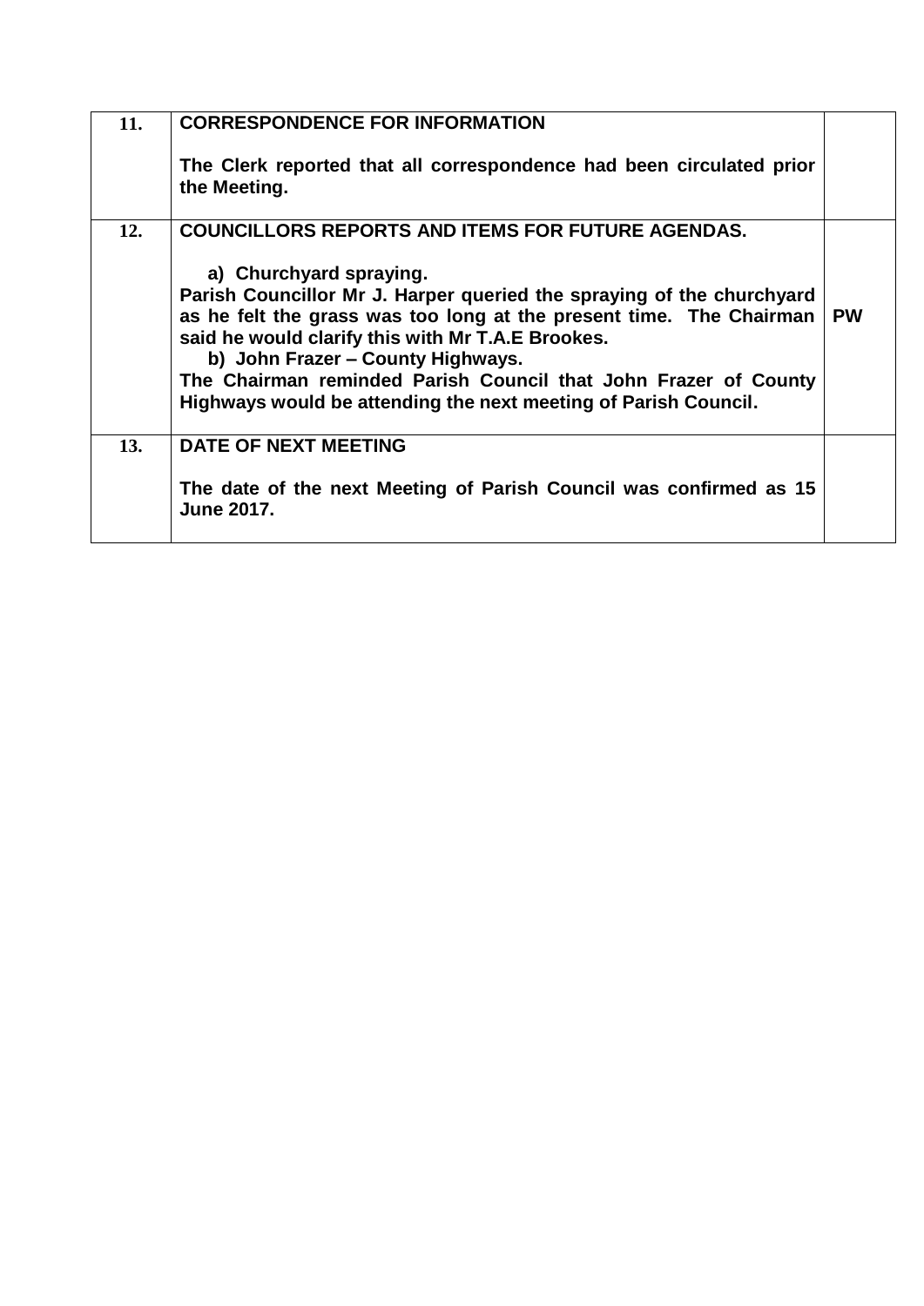| | | |
|---|---|---|
| 11. | **CORRESPONDENCE FOR INFORMATION**<br><br>**The Clerk reported that all correspondence had been circulated prior the Meeting.** | |
| 12. | **COUNCILLORS REPORTS AND ITEMS FOR FUTURE AGENDAS.**<br><br>**a) Churchyard spraying.**<br>**Parish Councillor Mr J. Harper queried the spraying of the churchyard as he felt the grass was too long at the present time. The Chairman said he would clarify this with Mr T.A.E Brookes.**<br>**b) John Frazer – County Highways.**<br>**The Chairman reminded Parish Council that John Frazer of County Highways would be attending the next meeting of Parish Council.** | **PW** |
| 13. | **DATE OF NEXT MEETING**<br><br>**The date of the next Meeting of Parish Council was confirmed as 15 June 2017.** | |